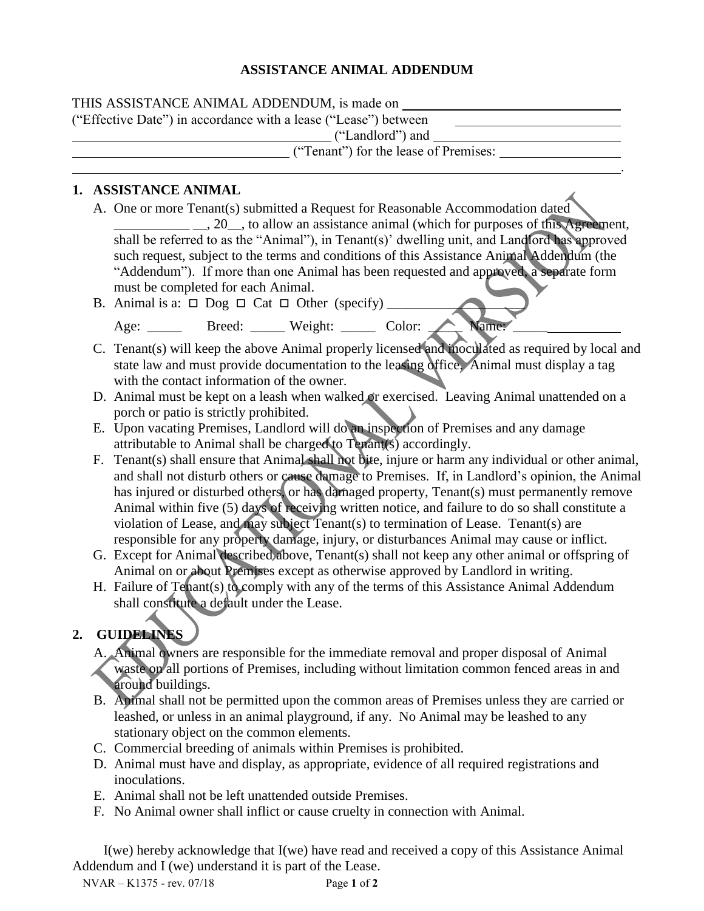# ASSISTANCE ANIMAL ADDENDUM

THIS ASSISTANCE ANIMAL ADDENDUM, is made on ______________________________ ("Effective Date") in accordance with a lease ("Lease") between ______________________ ____________________________________ ("Landlord") and ____________________________ ______________________________ ("Tenant") for the lease of Premises: __________________ ______________________________________________________________________________.

## 1. ASSISTANCE ANIMAL

A. One or more Tenant(s) submitted a Request for Reasonable Accommodation dated ___________ __, 20__, to allow an assistance animal (which for purposes of this Agreement, shall be referred to as the "Animal"), in Tenant(s)' dwelling unit, and Landlord has approved such request, subject to the terms and conditions of this Assistance Animal Addendum (the "Addendum"). If more than one Animal has been requested and approved, a separate form must be completed for each Animal.

B. Animal is a: ☐ Dog ☐ Cat ☐ Other (specify) __________________

Age: _____ Breed: _____ Weight: _____ Color: _____ Name: ________________

C. Tenant(s) will keep the above Animal properly licensed and inoculated as required by local and state law and must provide documentation to the leasing office. Animal must display a tag with the contact information of the owner.

D. Animal must be kept on a leash when walked or exercised. Leaving Animal unattended on a porch or patio is strictly prohibited.

E. Upon vacating Premises, Landlord will do an inspection of Premises and any damage attributable to Animal shall be charged to Tenant(s) accordingly.

F. Tenant(s) shall ensure that Animal shall not bite, injure or harm any individual or other animal, and shall not disturb others or cause damage to Premises. If, in Landlord's opinion, the Animal has injured or disturbed others, or has damaged property, Tenant(s) must permanently remove Animal within five (5) days of receiving written notice, and failure to do so shall constitute a violation of Lease, and may subject Tenant(s) to termination of Lease. Tenant(s) are responsible for any property damage, injury, or disturbances Animal may cause or inflict.

G. Except for Animal described above, Tenant(s) shall not keep any other animal or offspring of Animal on or about Premises except as otherwise approved by Landlord in writing.

H. Failure of Tenant(s) to comply with any of the terms of this Assistance Animal Addendum shall constitute a default under the Lease.

## 2. GUIDELINES

A. Animal owners are responsible for the immediate removal and proper disposal of Animal waste on all portions of Premises, including without limitation common fenced areas in and around buildings.

B. Animal shall not be permitted upon the common areas of Premises unless they are carried or leashed, or unless in an animal playground, if any. No Animal may be leashed to any stationary object on the common elements.

C. Commercial breeding of animals within Premises is prohibited.

D. Animal must have and display, as appropriate, evidence of all required registrations and inoculations.

E. Animal shall not be left unattended outside Premises.

F. No Animal owner shall inflict or cause cruelty in connection with Animal.

I(we) hereby acknowledge that I(we) have read and received a copy of this Assistance Animal Addendum and I (we) understand it is part of the Lease.

NVAR – K1375 - rev. 07/18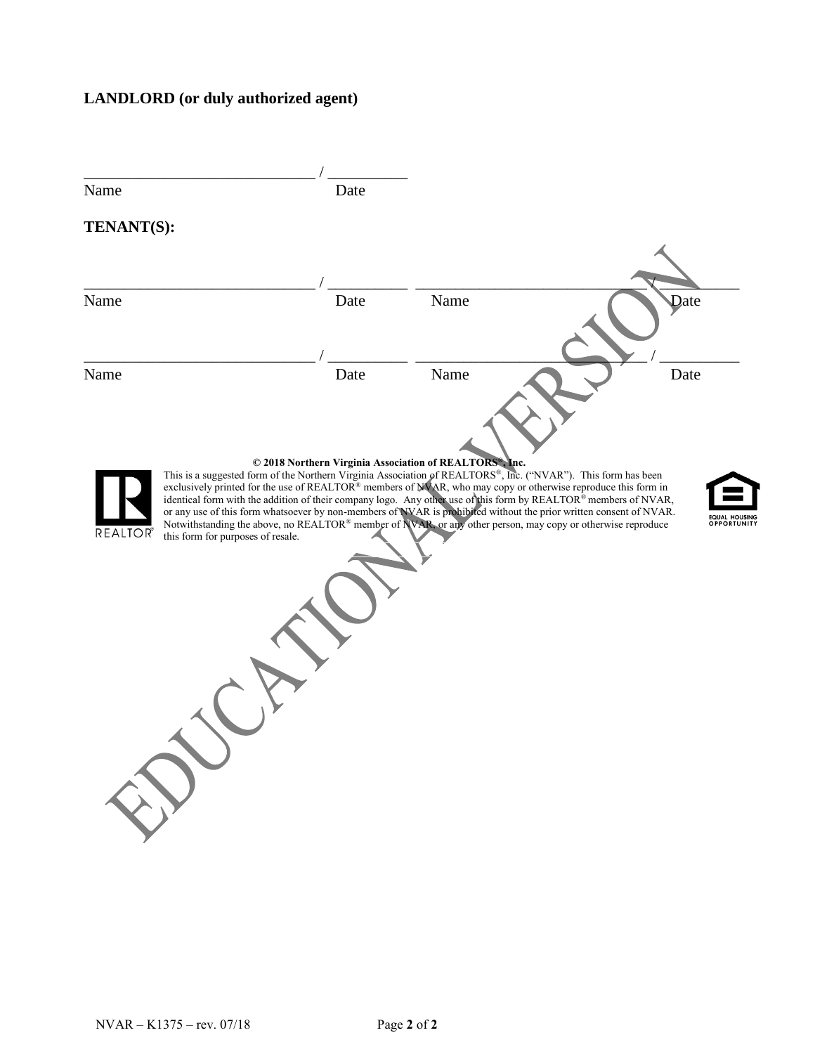**LANDLORD (or duly authorized agent)**

_____________________________ / __________
Name Date

**TENANT(S):**

_____________________________ / __________ _____________________________ / __________
Name Date Name Date

_____________________________ / __________ _____________________________ / __________
Name Date Name Date

**© 2018 Northern Virginia Association of REALTORS®, Inc.**

This is a suggested form of the Northern Virginia Association of REALTORS®, Inc. ("NVAR"). This form has been exclusively printed for the use of REALTOR® members of NVAR, who may copy or otherwise reproduce this form in identical form with the addition of their company logo. Any other use of this form by REALTOR® members of NVAR, or any use of this form whatsoever by non-members of NVAR is prohibited without the prior written consent of NVAR. Notwithstanding the above, no REALTOR® member of NVAR, or any other person, may copy or otherwise reproduce this form for purposes of resale.

NVAR – K1375 – rev. 07/18